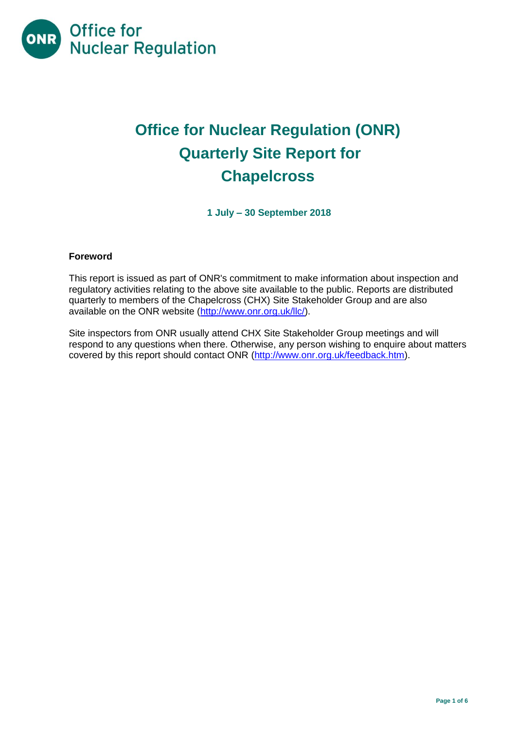Office for Nuclear Regulation

# Office for Nuclear Regulation (ONR) Quarterly Site Report for Chapelcross

**1 July – 30 September 2018**

## Foreword

This report is issued as part of ONR's commitment to make information about inspection and regulatory activities relating to the above site available to the public. Reports are distributed quarterly to members of the Chapelcross (CHX) Site Stakeholder Group and are also available on the ONR website (http://www.onr.org.uk/llc/).

Site inspectors from ONR usually attend CHX Site Stakeholder Group meetings and will respond to any questions when there. Otherwise, any person wishing to enquire about matters covered by this report should contact ONR (http://www.onr.org.uk/feedback.htm).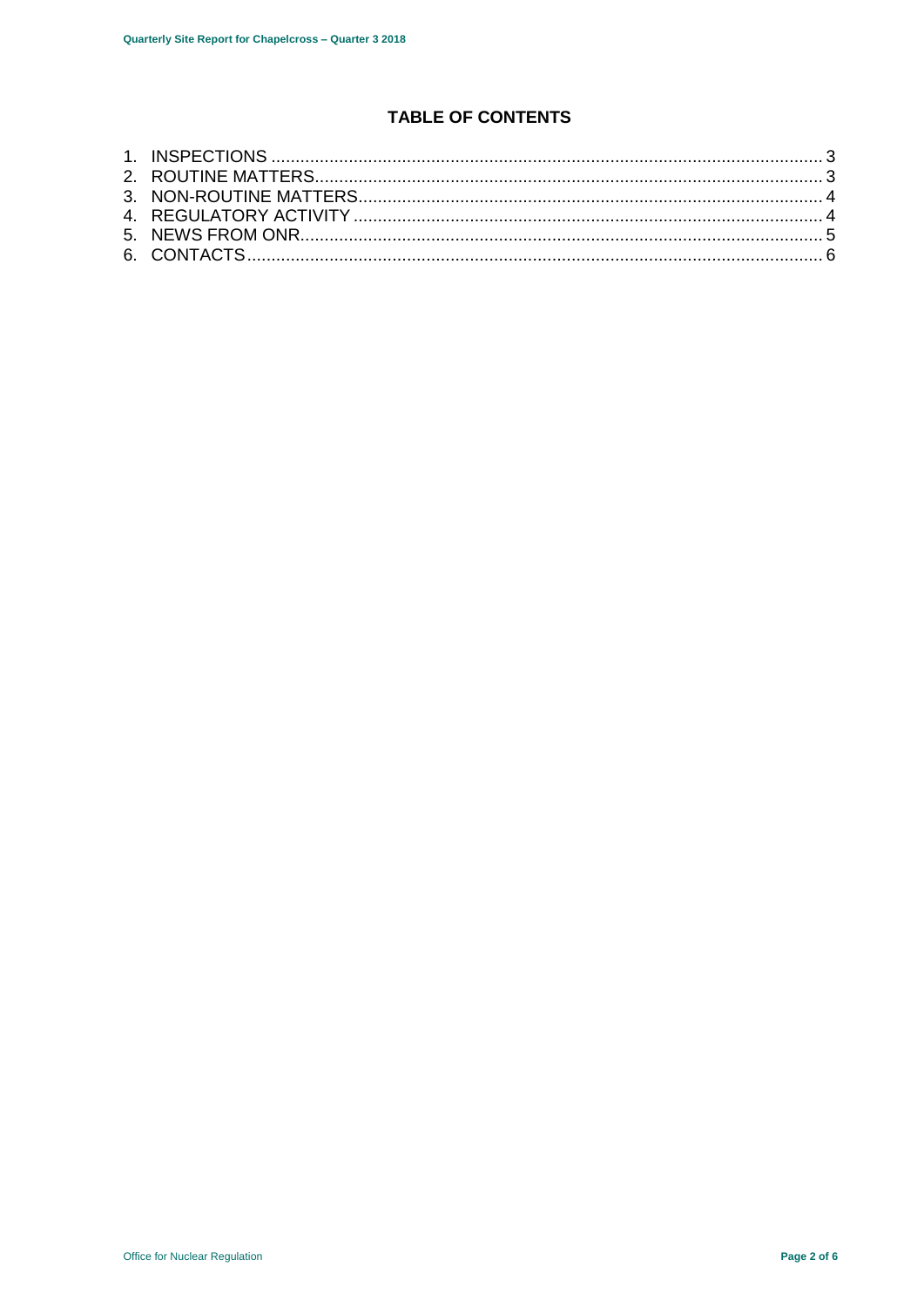# TABLE OF CONTENTS

1. INSPECTIONS ........................................................................................................... 3
2. ROUTINE MATTERS................................................................................................... 3
3. NON-ROUTINE MATTERS.......................................................................................... 4
4. REGULATORY ACTIVITY .......................................................................................... 4
5. NEWS FROM ONR...................................................................................................... 5
6. CONTACTS ................................................................................................................. 6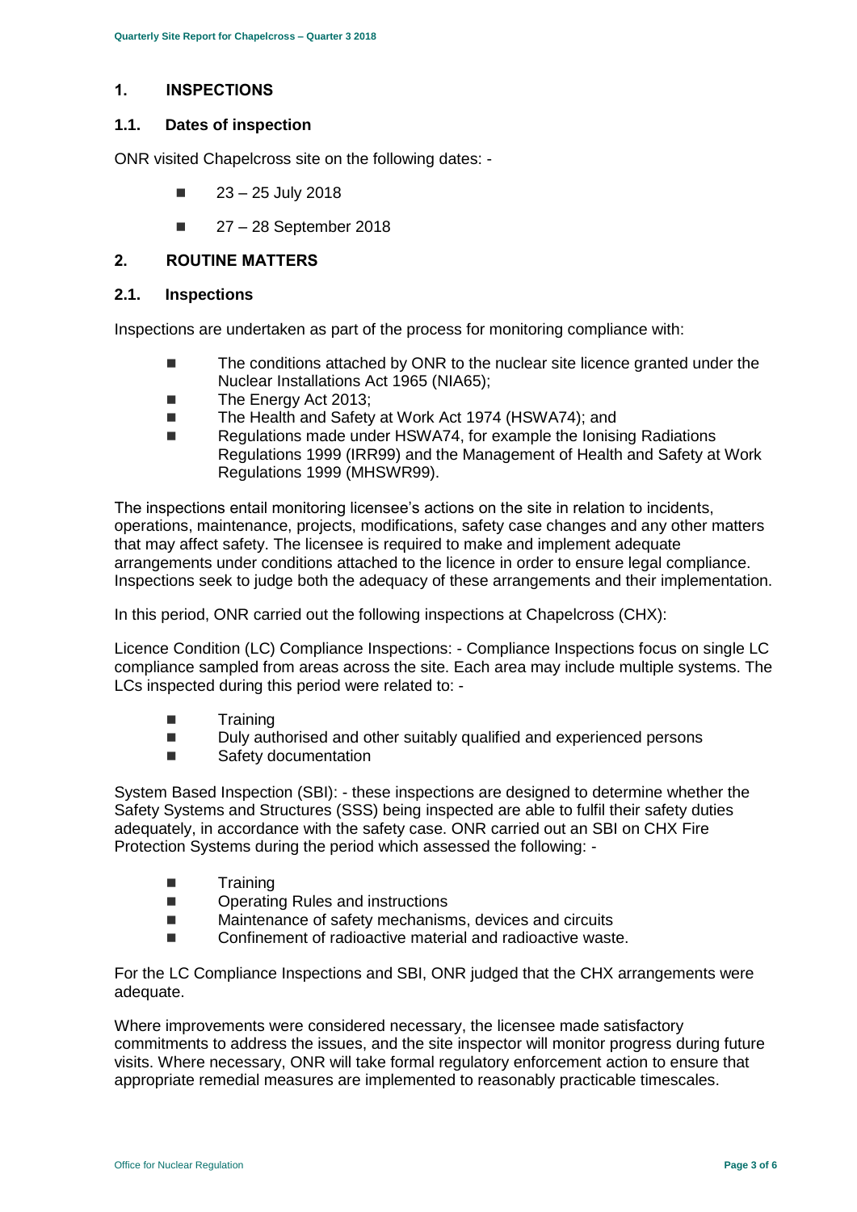# 1. INSPECTIONS

## 1.1. Dates of inspection

ONR visited Chapelcross site on the following dates: -

- 23 – 25 July 2018
- 27 – 28 September 2018

# 2. ROUTINE MATTERS

## 2.1. Inspections

Inspections are undertaken as part of the process for monitoring compliance with:

- The conditions attached by ONR to the nuclear site licence granted under the Nuclear Installations Act 1965 (NIA65);
- The Energy Act 2013;
- The Health and Safety at Work Act 1974 (HSWA74); and
- Regulations made under HSWA74, for example the Ionising Radiations Regulations 1999 (IRR99) and the Management of Health and Safety at Work Regulations 1999 (MHSWR99).

The inspections entail monitoring licensee's actions on the site in relation to incidents, operations, maintenance, projects, modifications, safety case changes and any other matters that may affect safety. The licensee is required to make and implement adequate arrangements under conditions attached to the licence in order to ensure legal compliance. Inspections seek to judge both the adequacy of these arrangements and their implementation.

In this period, ONR carried out the following inspections at Chapelcross (CHX):

Licence Condition (LC) Compliance Inspections: - Compliance Inspections focus on single LC compliance sampled from areas across the site. Each area may include multiple systems. The LCs inspected during this period were related to: -

- Training
- Duly authorised and other suitably qualified and experienced persons
- Safety documentation

System Based Inspection (SBI): - these inspections are designed to determine whether the Safety Systems and Structures (SSS) being inspected are able to fulfil their safety duties adequately, in accordance with the safety case. ONR carried out an SBI on CHX Fire Protection Systems during the period which assessed the following: -

- Training
- Operating Rules and instructions
- Maintenance of safety mechanisms, devices and circuits
- Confinement of radioactive material and radioactive waste.

For the LC Compliance Inspections and SBI, ONR judged that the CHX arrangements were adequate.

Where improvements were considered necessary, the licensee made satisfactory commitments to address the issues, and the site inspector will monitor progress during future visits. Where necessary, ONR will take formal regulatory enforcement action to ensure that appropriate remedial measures are implemented to reasonably practicable timescales.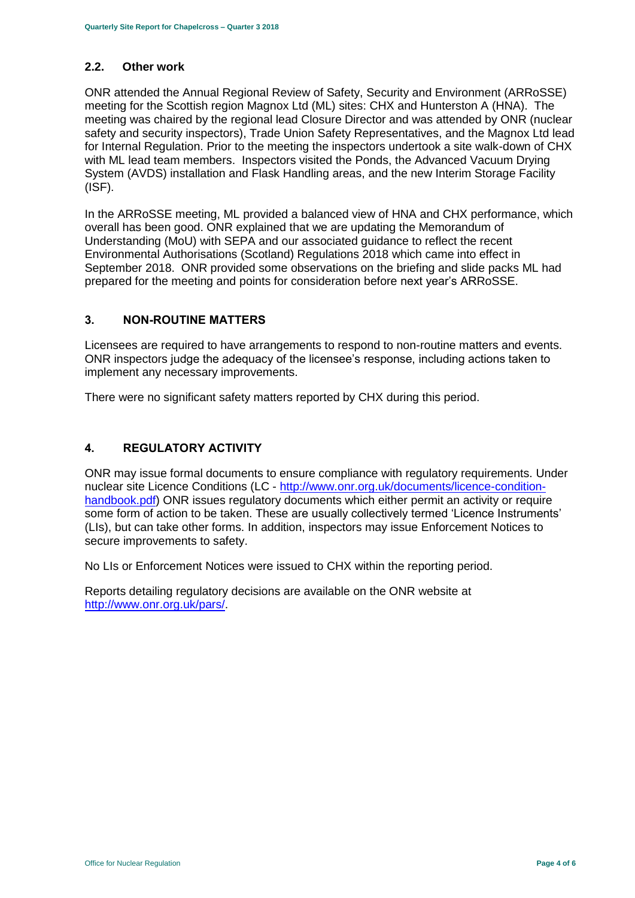### 2.2. Other work

ONR attended the Annual Regional Review of Safety, Security and Environment (ARRoSSE) meeting for the Scottish region Magnox Ltd (ML) sites: CHX and Hunterston A (HNA). The meeting was chaired by the regional lead Closure Director and was attended by ONR (nuclear safety and security inspectors), Trade Union Safety Representatives, and the Magnox Ltd lead for Internal Regulation. Prior to the meeting the inspectors undertook a site walk-down of CHX with ML lead team members. Inspectors visited the Ponds, the Advanced Vacuum Drying System (AVDS) installation and Flask Handling areas, and the new Interim Storage Facility (ISF).

In the ARRoSSE meeting, ML provided a balanced view of HNA and CHX performance, which overall has been good. ONR explained that we are updating the Memorandum of Understanding (MoU) with SEPA and our associated guidance to reflect the recent Environmental Authorisations (Scotland) Regulations 2018 which came into effect in September 2018. ONR provided some observations on the briefing and slide packs ML had prepared for the meeting and points for consideration before next year's ARRoSSE.

## 3. NON-ROUTINE MATTERS

Licensees are required to have arrangements to respond to non-routine matters and events. ONR inspectors judge the adequacy of the licensee's response, including actions taken to implement any necessary improvements.

There were no significant safety matters reported by CHX during this period.

## 4. REGULATORY ACTIVITY

ONR may issue formal documents to ensure compliance with regulatory requirements. Under nuclear site Licence Conditions (LC - http://www.onr.org.uk/documents/licence-condition-handbook.pdf) ONR issues regulatory documents which either permit an activity or require some form of action to be taken. These are usually collectively termed 'Licence Instruments' (LIs), but can take other forms. In addition, inspectors may issue Enforcement Notices to secure improvements to safety.

No LIs or Enforcement Notices were issued to CHX within the reporting period.

Reports detailing regulatory decisions are available on the ONR website at http://www.onr.org.uk/pars/.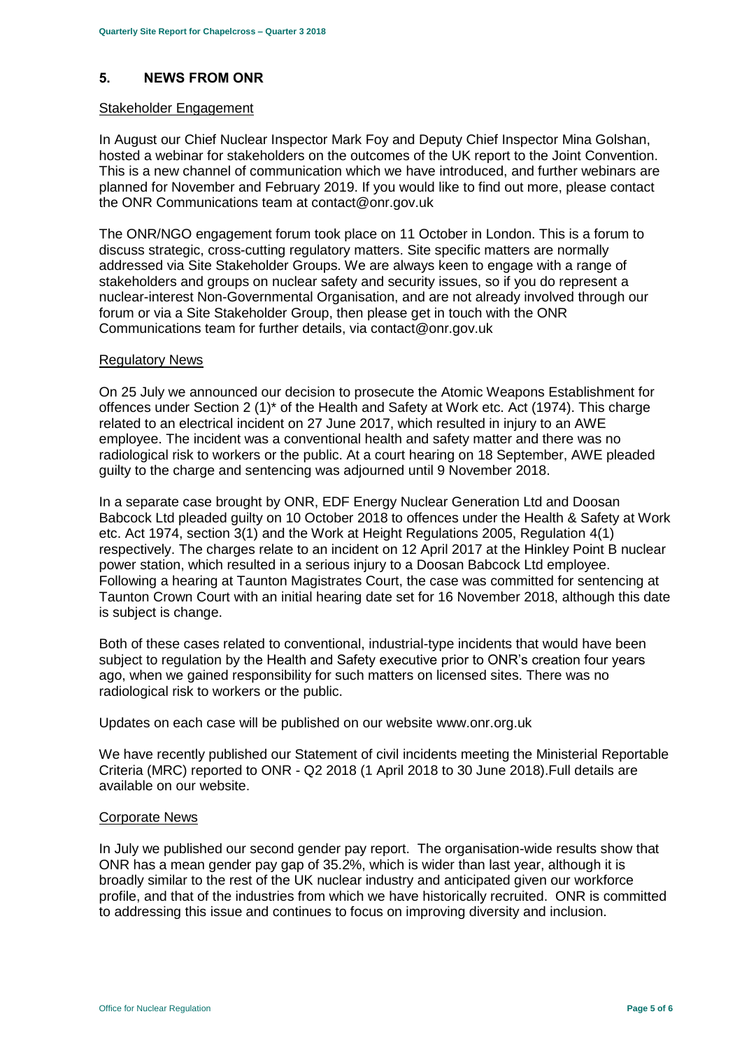## 5. NEWS FROM ONR

Stakeholder Engagement

In August our Chief Nuclear Inspector Mark Foy and Deputy Chief Inspector Mina Golshan, hosted a webinar for stakeholders on the outcomes of the UK report to the Joint Convention. This is a new channel of communication which we have introduced, and further webinars are planned for November and February 2019. If you would like to find out more, please contact the ONR Communications team at contact@onr.gov.uk

The ONR/NGO engagement forum took place on 11 October in London. This is a forum to discuss strategic, cross-cutting regulatory matters. Site specific matters are normally addressed via Site Stakeholder Groups. We are always keen to engage with a range of stakeholders and groups on nuclear safety and security issues, so if you do represent a nuclear-interest Non-Governmental Organisation, and are not already involved through our forum or via a Site Stakeholder Group, then please get in touch with the ONR Communications team for further details, via contact@onr.gov.uk

Regulatory News

On 25 July we announced our decision to prosecute the Atomic Weapons Establishment for offences under Section 2 (1)* of the Health and Safety at Work etc. Act (1974). This charge related to an electrical incident on 27 June 2017, which resulted in injury to an AWE employee. The incident was a conventional health and safety matter and there was no radiological risk to workers or the public. At a court hearing on 18 September, AWE pleaded guilty to the charge and sentencing was adjourned until 9 November 2018.

In a separate case brought by ONR, EDF Energy Nuclear Generation Ltd and Doosan Babcock Ltd pleaded guilty on 10 October 2018 to offences under the Health & Safety at Work etc. Act 1974, section 3(1) and the Work at Height Regulations 2005, Regulation 4(1) respectively. The charges relate to an incident on 12 April 2017 at the Hinkley Point B nuclear power station, which resulted in a serious injury to a Doosan Babcock Ltd employee. Following a hearing at Taunton Magistrates Court, the case was committed for sentencing at Taunton Crown Court with an initial hearing date set for 16 November 2018, although this date is subject is change.

Both of these cases related to conventional, industrial-type incidents that would have been subject to regulation by the Health and Safety executive prior to ONR's creation four years ago, when we gained responsibility for such matters on licensed sites. There was no radiological risk to workers or the public.

Updates on each case will be published on our website www.onr.org.uk

We have recently published our Statement of civil incidents meeting the Ministerial Reportable Criteria (MRC) reported to ONR - Q2 2018 (1 April 2018 to 30 June 2018).Full details are available on our website.

Corporate News

In July we published our second gender pay report. The organisation-wide results show that ONR has a mean gender pay gap of 35.2%, which is wider than last year, although it is broadly similar to the rest of the UK nuclear industry and anticipated given our workforce profile, and that of the industries from which we have historically recruited. ONR is committed to addressing this issue and continues to focus on improving diversity and inclusion.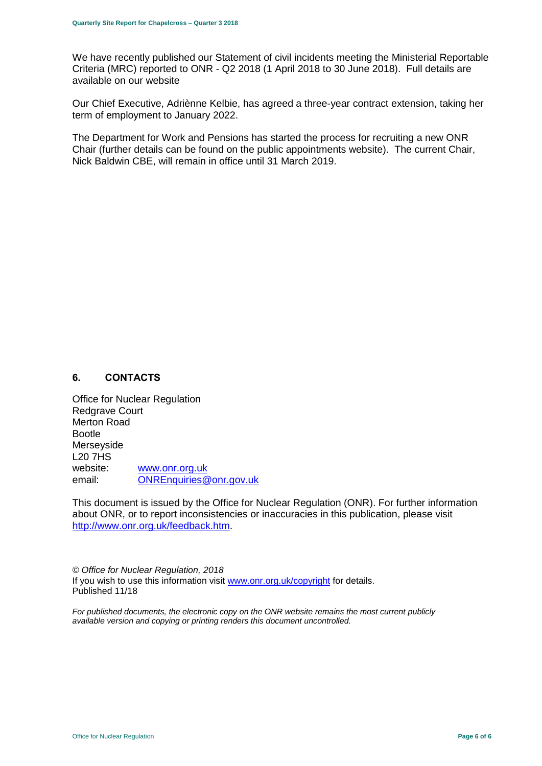We have recently published our Statement of civil incidents meeting the Ministerial Reportable Criteria (MRC) reported to ONR - Q2 2018 (1 April 2018 to 30 June 2018). Full details are available on our website

Our Chief Executive, Adriènne Kelbie, has agreed a three-year contract extension, taking her term of employment to January 2022.

The Department for Work and Pensions has started the process for recruiting a new ONR Chair (further details can be found on the public appointments website). The current Chair, Nick Baldwin CBE, will remain in office until 31 March 2019.

## 6. CONTACTS

Office for Nuclear Regulation
Redgrave Court
Merton Road
Bootle
Merseyside
L20 7HS
website: www.onr.org.uk
email: ONREnquiries@onr.gov.uk

This document is issued by the Office for Nuclear Regulation (ONR). For further information about ONR, or to report inconsistencies or inaccuracies in this publication, please visit http://www.onr.org.uk/feedback.htm.

*© Office for Nuclear Regulation, 2018*
If you wish to use this information visit www.onr.org.uk/copyright for details.
Published 11/18

*For published documents, the electronic copy on the ONR website remains the most current publicly available version and copying or printing renders this document uncontrolled.*